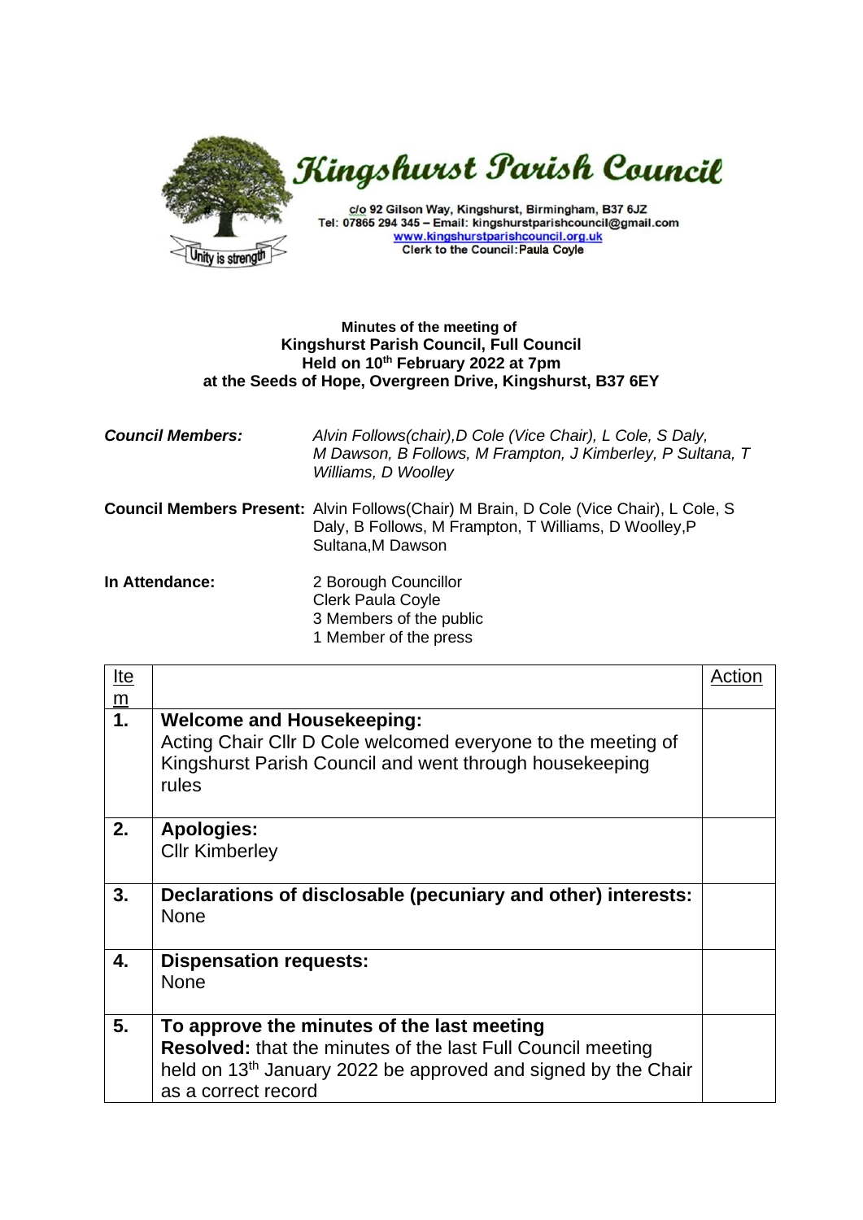# Kingshurst Parish Council

c/o 92 Gilson Way, Kingshurst, Birmingham, B37 6JZ
Tel: 07865 294 345 – Email: kingshurstparishcouncil@gmail.com
www.kingshurstparishcouncil.org.uk
Clerk to the Council: Paula Coyle

Unity is strength

**Minutes of the meeting of**
**Kingshurst Parish Council, Full Council**
**Held on 10th February 2022 at 7pm**
**at the Seeds of Hope, Overgreen Drive, Kingshurst, B37 6EY**

***Council Members:*** *Alvin Follows(chair),D Cole (Vice Chair), L Cole, S Daly, M Dawson, B Follows, M Frampton, J Kimberley, P Sultana, T Williams, D Woolley*

**Council Members Present:** Alvin Follows(Chair) M Brain, D Cole (Vice Chair), L Cole, S Daly, B Follows, M Frampton, T Williams, D Woolley,P Sultana,M Dawson

**In Attendance:**
2 Borough Councillor
Clerk Paula Coyle
3 Members of the public
1 Member of the press

| Item | | Action |
|---|---|---|
| **1.** | **Welcome and Housekeeping:** Acting Chair Cllr D Cole welcomed everyone to the meeting of Kingshurst Parish Council and went through housekeeping rules | |
| **2.** | **Apologies:** Cllr Kimberley | |
| **3.** | **Declarations of disclosable (pecuniary and other) interests:** None | |
| **4.** | **Dispensation requests:** None | |
| **5.** | **To approve the minutes of the last meeting** **Resolved:** that the minutes of the last Full Council meeting held on 13th January 2022 be approved and signed by the Chair as a correct record | |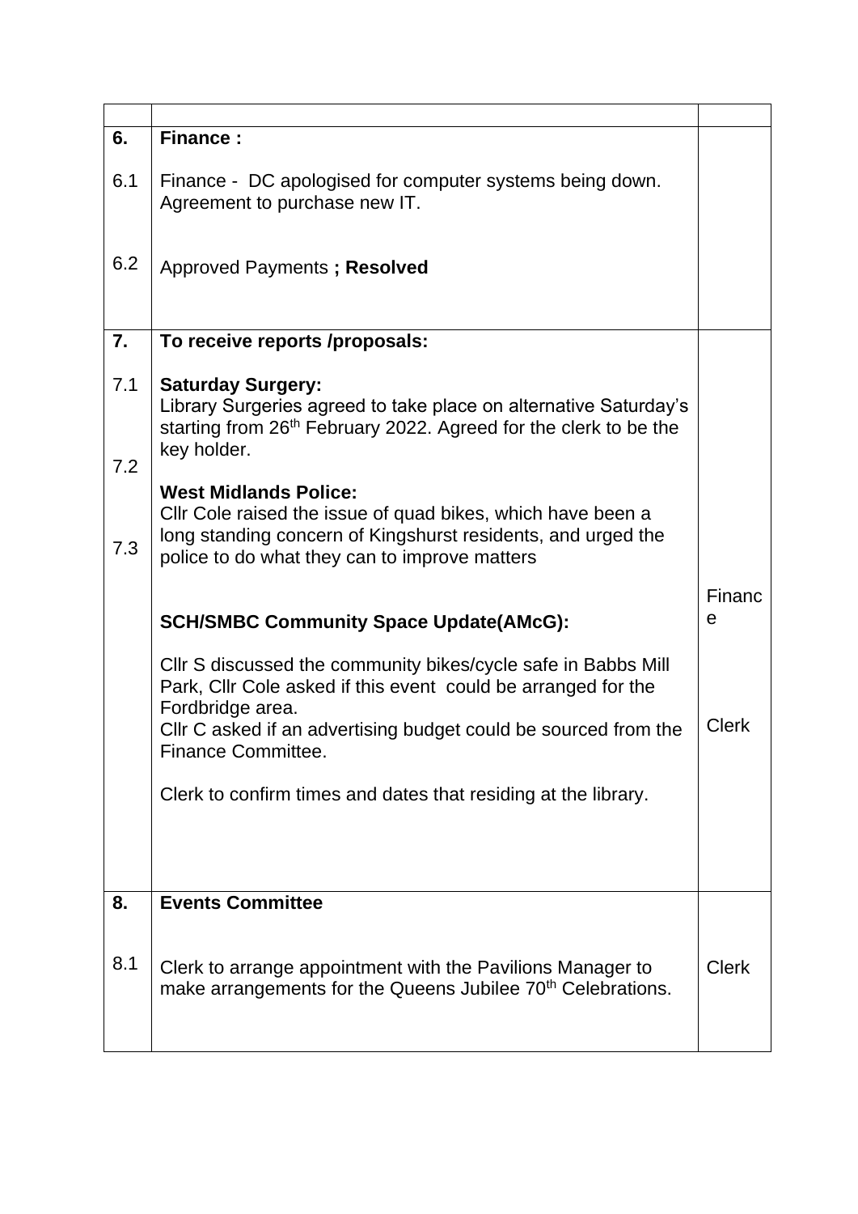| | | |
|---|---|---|
| **6.** | **Finance :** | |
| 6.1 | Finance - DC apologised for computer systems being down. Agreement to purchase new IT. | |
| 6.2 | Approved Payments **; Resolved** | |
| **7.** | **To receive reports /proposals:** | |
| 7.1 | **Saturday Surgery:** Library Surgeries agreed to take place on alternative Saturday's starting from 26th February 2022. Agreed for the clerk to be the key holder. | |
| 7.2 | **West Midlands Police:** Cllr Cole raised the issue of quad bikes, which have been a long standing concern of Kingshurst residents, and urged the police to do what they can to improve matters | |
| 7.3 | **SCH/SMBC Community Space Update(AMcG):** | Finance |
| | Cllr S discussed the community bikes/cycle safe in Babbs Mill Park, Cllr Cole asked if this event could be arranged for the Fordbridge area. Cllr C asked if an advertising budget could be sourced from the Finance Committee. | Clerk |
| | Clerk to confirm times and dates that residing at the library. | |
| **8.** | **Events Committee** | |
| 8.1 | Clerk to arrange appointment with the Pavilions Manager to make arrangements for the Queens Jubilee 70th Celebrations. | Clerk |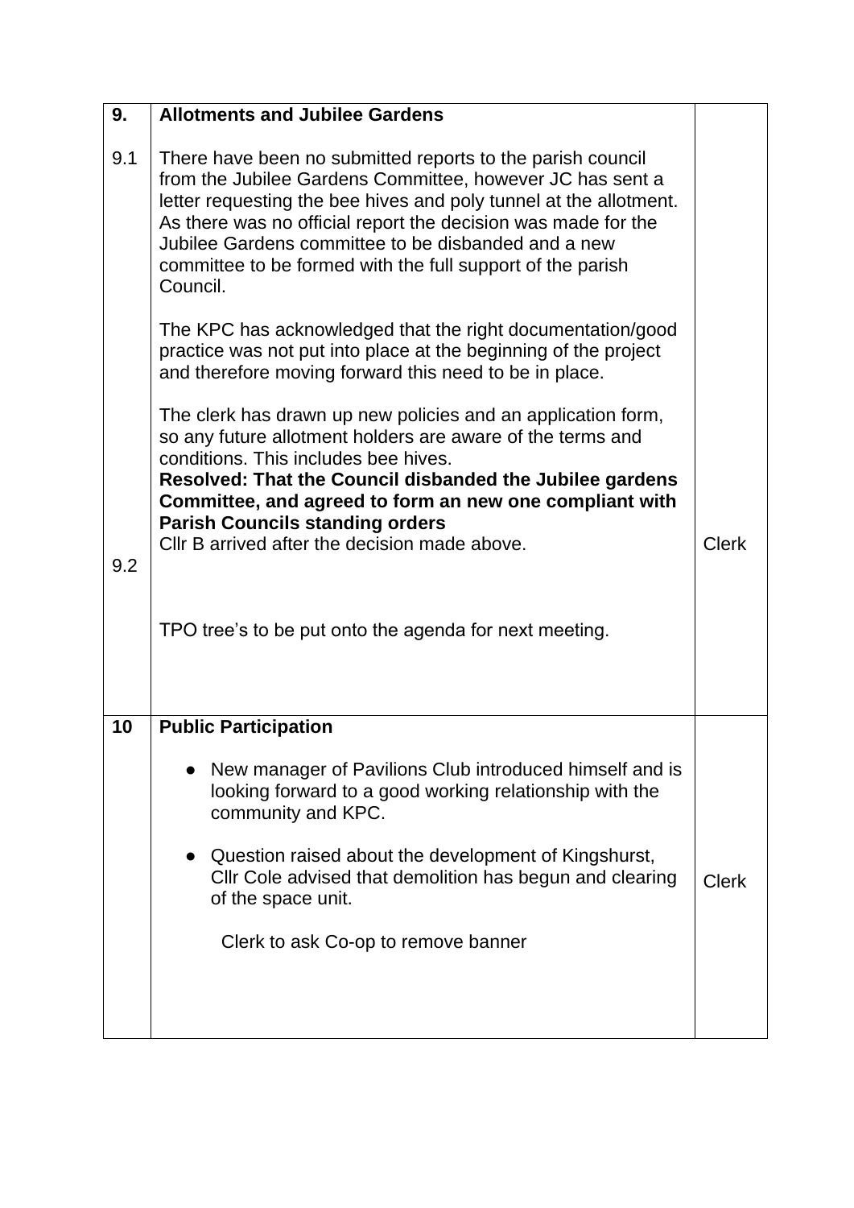| 9. | **Allotments and Jubilee Gardens** | |
|---|---|---|
| 9.1 | There have been no submitted reports to the parish council from the Jubilee Gardens Committee, however JC has sent a letter requesting the bee hives and poly tunnel at the allotment. As there was no official report the decision was made for the Jubilee Gardens committee to be disbanded and a new committee to be formed with the full support of the parish Council.<br><br>The KPC has acknowledged that the right documentation/good practice was not put into place at the beginning of the project and therefore moving forward this need to be in place.<br><br>The clerk has drawn up new policies and an application form, so any future allotment holders are aware of the terms and conditions. This includes bee hives.<br>**Resolved: That the Council disbanded the Jubilee gardens Committee, and agreed to form an new one compliant with Parish Councils standing orders**<br>Cllr B arrived after the decision made above. | Clerk |
| 9.2 | TPO tree's to be put onto the agenda for next meeting. | |
| **10** | **Public Participation**<br><br>- New manager of Pavilions Club introduced himself and is looking forward to a good working relationship with the community and KPC.<br>- Question raised about the development of Kingshurst, Cllr Cole advised that demolition has begun and clearing of the space unit.<br><br>Clerk to ask Co-op to remove banner | Clerk |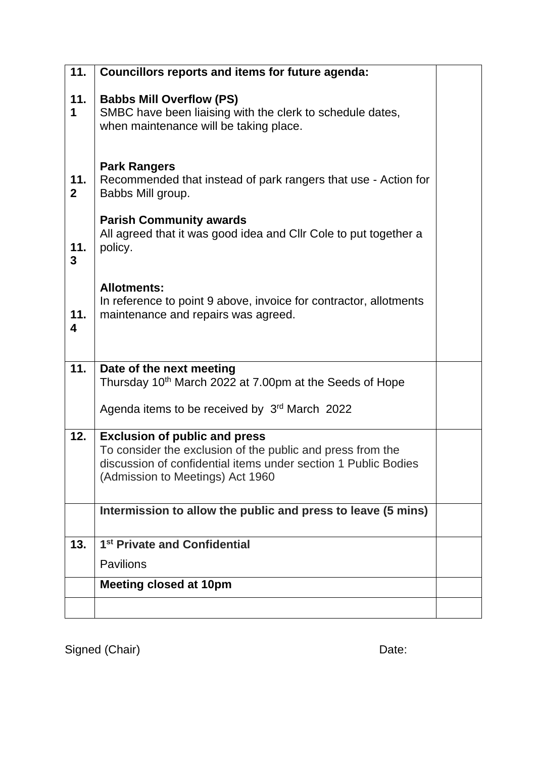| | | |
|---|---|---|
| **11.** | **Councillors reports and items for future agenda:** | |
| **11.1** | **Babbs Mill Overflow (PS)**<br>SMBC have been liaising with the clerk to schedule dates, when maintenance will be taking place. | |
| **11.2** | **Park Rangers**<br>Recommended that instead of park rangers that use - Action for Babbs Mill group. | |
| **11.3** | **Parish Community awards**<br>All agreed that it was good idea and Cllr Cole to put together a policy. | |
| **11.4** | **Allotments:**<br>In reference to point 9 above, invoice for contractor, allotments maintenance and repairs was agreed. | |
| **11.** | **Date of the next meeting**<br>Thursday 10th March 2022 at 7.00pm at the Seeds of Hope<br><br>Agenda items to be received by 3rd March 2022 | |
| **12.** | **Exclusion of public and press**<br>To consider the exclusion of the public and press from the discussion of confidential items under section 1 Public Bodies (Admission to Meetings) Act 1960 | |
| | **Intermission to allow the public and press to leave (5 mins)** | |
| **13.** | **1st Private and Confidential**<br>Pavilions | |
| | **Meeting closed at 10pm** | |
| | | |

Signed (Chair) Date: